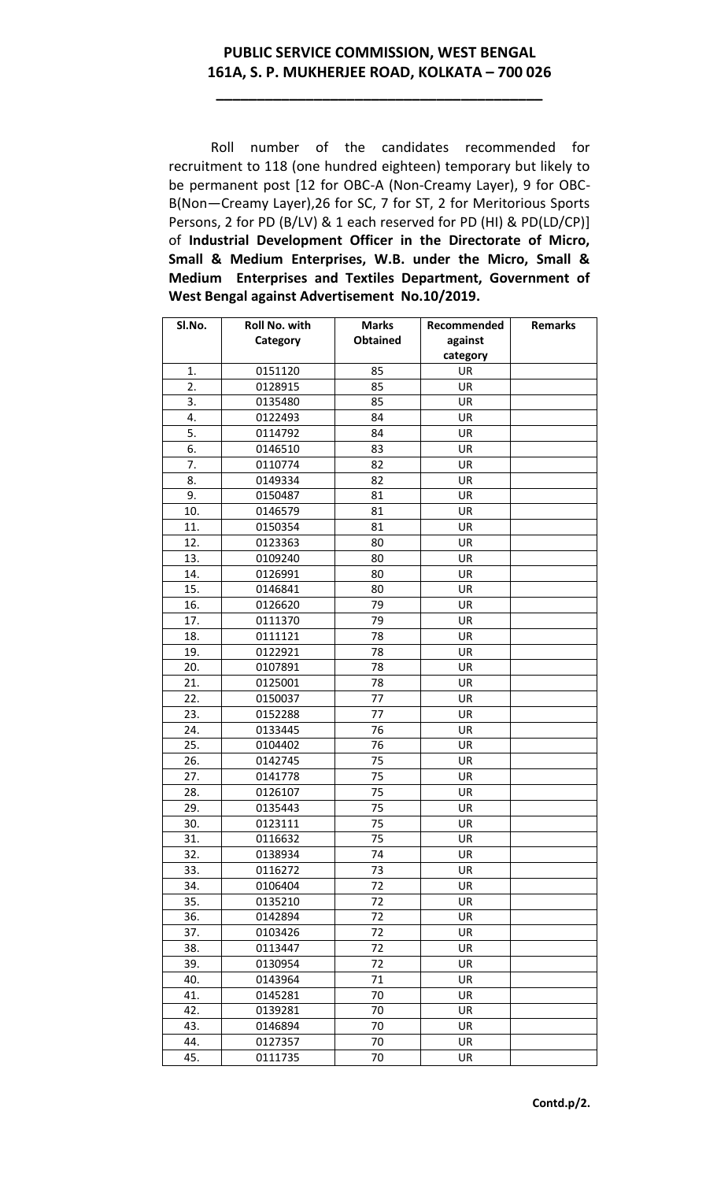# PUBLIC SERVICE COMMISSION, WEST BENGAL
## 161A, S. P. MUKHERJEE ROAD, KOLKATA – 700 026

Roll number of the candidates recommended for recruitment to 118 (one hundred eighteen) temporary but likely to be permanent post [12 for OBC-A (Non-Creamy Layer), 9 for OBC-B(Non—Creamy Layer),26 for SC, 7 for ST, 2 for Meritorious Sports Persons, 2 for PD (B/LV) & 1 each reserved for PD (HI) & PD(LD/CP)] of **Industrial Development Officer in the Directorate of Micro, Small & Medium Enterprises, W.B. under the Micro, Small & Medium Enterprises and Textiles Department, Government of West Bengal against Advertisement No.10/2019.**

| Sl.No. | Roll No. with Category | Marks Obtained | Recommended against category | Remarks |
|---|---|---|---|---|
| 1. | 0151120 | 85 | UR | |
| 2. | 0128915 | 85 | UR | |
| 3. | 0135480 | 85 | UR | |
| 4. | 0122493 | 84 | UR | |
| 5. | 0114792 | 84 | UR | |
| 6. | 0146510 | 83 | UR | |
| 7. | 0110774 | 82 | UR | |
| 8. | 0149334 | 82 | UR | |
| 9. | 0150487 | 81 | UR | |
| 10. | 0146579 | 81 | UR | |
| 11. | 0150354 | 81 | UR | |
| 12. | 0123363 | 80 | UR | |
| 13. | 0109240 | 80 | UR | |
| 14. | 0126991 | 80 | UR | |
| 15. | 0146841 | 80 | UR | |
| 16. | 0126620 | 79 | UR | |
| 17. | 0111370 | 79 | UR | |
| 18. | 0111121 | 78 | UR | |
| 19. | 0122921 | 78 | UR | |
| 20. | 0107891 | 78 | UR | |
| 21. | 0125001 | 78 | UR | |
| 22. | 0150037 | 77 | UR | |
| 23. | 0152288 | 77 | UR | |
| 24. | 0133445 | 76 | UR | |
| 25. | 0104402 | 76 | UR | |
| 26. | 0142745 | 75 | UR | |
| 27. | 0141778 | 75 | UR | |
| 28. | 0126107 | 75 | UR | |
| 29. | 0135443 | 75 | UR | |
| 30. | 0123111 | 75 | UR | |
| 31. | 0116632 | 75 | UR | |
| 32. | 0138934 | 74 | UR | |
| 33. | 0116272 | 73 | UR | |
| 34. | 0106404 | 72 | UR | |
| 35. | 0135210 | 72 | UR | |
| 36. | 0142894 | 72 | UR | |
| 37. | 0103426 | 72 | UR | |
| 38. | 0113447 | 72 | UR | |
| 39. | 0130954 | 72 | UR | |
| 40. | 0143964 | 71 | UR | |
| 41. | 0145281 | 70 | UR | |
| 42. | 0139281 | 70 | UR | |
| 43. | 0146894 | 70 | UR | |
| 44. | 0127357 | 70 | UR | |
| 45. | 0111735 | 70 | UR | |

**Contd.p/2.**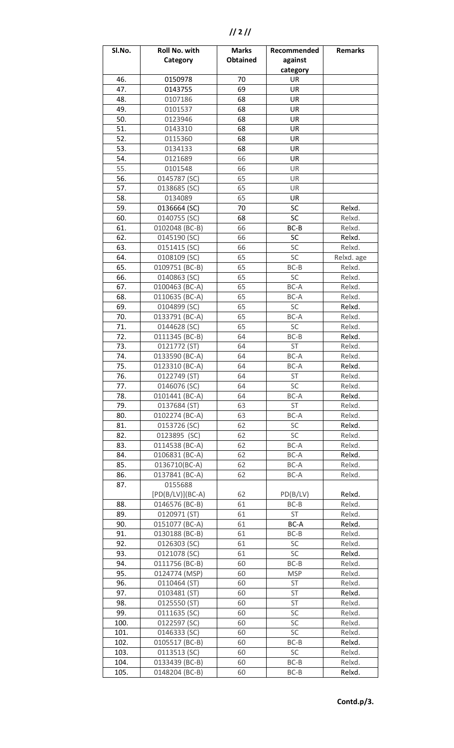| Sl.No. | Roll No. with Category | Marks Obtained | Recommended against category | Remarks |
|---|---|---|---|---|
| 46. | 0150978 | 70 | UR | |
| 47. | 0143755 | 69 | UR | |
| 48. | 0107186 | 68 | UR | |
| 49. | 0101537 | 68 | UR | |
| 50. | 0123946 | 68 | UR | |
| 51. | 0143310 | 68 | UR | |
| 52. | 0115360 | 68 | UR | |
| 53. | 0134133 | 68 | UR | |
| 54. | 0121689 | 66 | UR | |
| 55. | 0101548 | 66 | UR | |
| 56. | 0145787 (SC) | 65 | UR | |
| 57. | 0138685 (SC) | 65 | UR | |
| 58. | 0134089 | 65 | UR | |
| 59. | 0136664 (SC) | 70 | SC | Relxd. |
| 60. | 0140755 (SC) | 68 | SC | Relxd. |
| 61. | 0102048 (BC-B) | 66 | BC-B | Relxd. |
| 62. | 0145190 (SC) | 66 | SC | Relxd. |
| 63. | 0151415 (SC) | 66 | SC | Relxd. |
| 64. | 0108109 (SC) | 65 | SC | Relxd. age |
| 65. | 0109751 (BC-B) | 65 | BC-B | Relxd. |
| 66. | 0140863 (SC) | 65 | SC | Relxd. |
| 67. | 0100463 (BC-A) | 65 | BC-A | Relxd. |
| 68. | 0110635 (BC-A) | 65 | BC-A | Relxd. |
| 69. | 0104899 (SC) | 65 | SC | Relxd. |
| 70. | 0133791 (BC-A) | 65 | BC-A | Relxd. |
| 71. | 0144628 (SC) | 65 | SC | Relxd. |
| 72. | 0111345 (BC-B) | 64 | BC-B | Relxd. |
| 73. | 0121772 (ST) | 64 | ST | Relxd. |
| 74. | 0133590 (BC-A) | 64 | BC-A | Relxd. |
| 75. | 0123310 (BC-A) | 64 | BC-A | Relxd. |
| 76. | 0122749 (ST) | 64 | ST | Relxd. |
| 77. | 0146076 (SC) | 64 | SC | Relxd. |
| 78. | 0101441 (BC-A) | 64 | BC-A | Relxd. |
| 79. | 0137684 (ST) | 63 | ST | Relxd. |
| 80. | 0102274 (BC-A) | 63 | BC-A | Relxd. |
| 81. | 0153726 (SC) | 62 | SC | Relxd. |
| 82. | 0123895 (SC) | 62 | SC | Relxd. |
| 83. | 0114538 (BC-A) | 62 | BC-A | Relxd. |
| 84. | 0106831 (BC-A) | 62 | BC-A | Relxd. |
| 85. | 0136710(BC-A) | 62 | BC-A | Relxd. |
| 86. | 0137841 (BC-A) | 62 | BC-A | Relxd. |
| 87. | 0155688 [PD(B/LV)](BC-A) | 62 | PD(B/LV) | Relxd. |
| 88. | 0146576 (BC-B) | 61 | BC-B | Relxd. |
| 89. | 0120971 (ST) | 61 | ST | Relxd. |
| 90. | 0151077 (BC-A) | 61 | BC-A | Relxd. |
| 91. | 0130188 (BC-B) | 61 | BC-B | Relxd. |
| 92. | 0126303 (SC) | 61 | SC | Relxd. |
| 93. | 0121078 (SC) | 61 | SC | Relxd. |
| 94. | 0111756 (BC-B) | 60 | BC-B | Relxd. |
| 95. | 0124774 (MSP) | 60 | MSP | Relxd. |
| 96. | 0110464 (ST) | 60 | ST | Relxd. |
| 97. | 0103481 (ST) | 60 | ST | Relxd. |
| 98. | 0125550 (ST) | 60 | ST | Relxd. |
| 99. | 0111635 (SC) | 60 | SC | Relxd. |
| 100. | 0122597 (SC) | 60 | SC | Relxd. |
| 101. | 0146333 (SC) | 60 | SC | Relxd. |
| 102. | 0105517 (BC-B) | 60 | BC-B | Relxd. |
| 103. | 0113513 (SC) | 60 | SC | Relxd. |
| 104. | 0133439 (BC-B) | 60 | BC-B | Relxd. |
| 105. | 0148204 (BC-B) | 60 | BC-B | Relxd. |

**Contd.p/3.**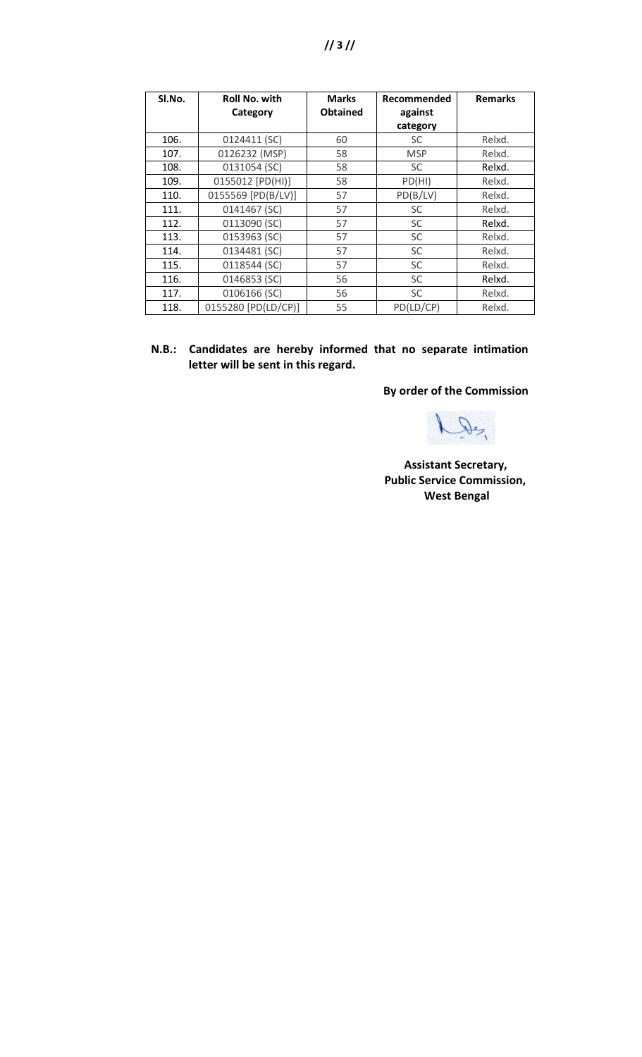| Sl.No. | Roll No. with Category | Marks Obtained | Recommended against category | Remarks |
|---|---|---|---|---|
| 106. | 0124411 (SC) | 60 | SC | Relxd. |
| 107. | 0126232 (MSP) | 58 | MSP | Relxd. |
| 108. | 0131054 (SC) | 58 | SC | Relxd. |
| 109. | 0155012 [PD(HI)] | 58 | PD(HI) | Relxd. |
| 110. | 0155569 [PD(B/LV)] | 57 | PD(B/LV) | Relxd. |
| 111. | 0141467 (SC) | 57 | SC | Relxd. |
| 112. | 0113090 (SC) | 57 | SC | Relxd. |
| 113. | 0153963 (SC) | 57 | SC | Relxd. |
| 114. | 0134481 (SC) | 57 | SC | Relxd. |
| 115. | 0118544 (SC) | 57 | SC | Relxd. |
| 116. | 0146853 (SC) | 56 | SC | Relxd. |
| 117. | 0106166 (SC) | 56 | SC | Relxd. |
| 118. | 0155280 [PD(LD/CP)] | 55 | PD(LD/CP) | Relxd. |

**N.B.: Candidates are hereby informed that no separate intimation letter will be sent in this regard.**

**By order of the Commission**

**Assistant Secretary,**
**Public Service Commission,**
**West Bengal**